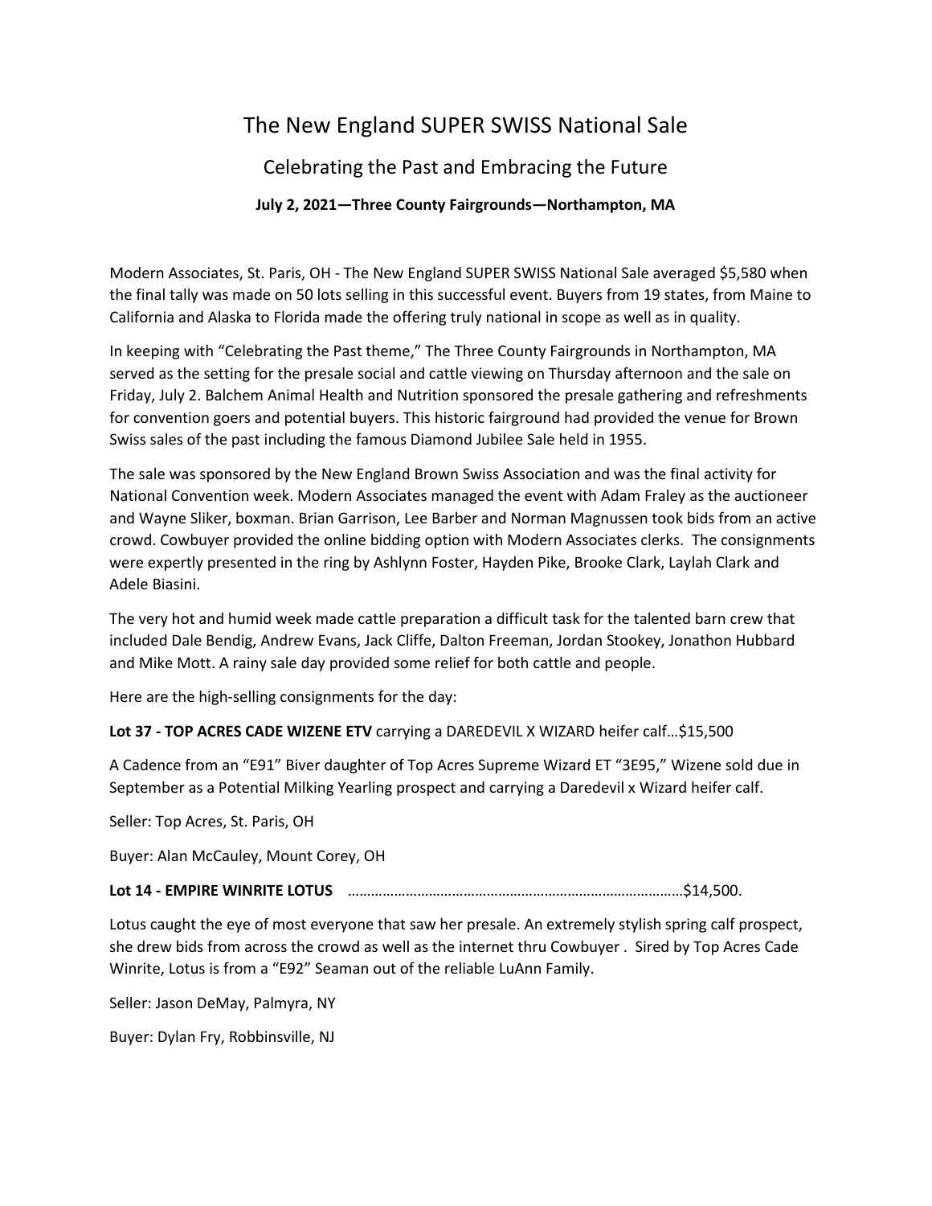# The New England SUPER SWISS National Sale

## Celebrating the Past and Embracing the Future

### July 2, 2021—Three County Fairgrounds—Northampton, MA

Modern Associates, St. Paris, OH - The New England SUPER SWISS National Sale averaged $5,580 when the final tally was made on 50 lots selling in this successful event. Buyers from 19 states, from Maine to California and Alaska to Florida made the offering truly national in scope as well as in quality.

In keeping with "Celebrating the Past theme," The Three County Fairgrounds in Northampton, MA served as the setting for the presale social and cattle viewing on Thursday afternoon and the sale on Friday, July 2. Balchem Animal Health and Nutrition sponsored the presale gathering and refreshments for convention goers and potential buyers. This historic fairground had provided the venue for Brown Swiss sales of the past including the famous Diamond Jubilee Sale held in 1955.

The sale was sponsored by the New England Brown Swiss Association and was the final activity for National Convention week. Modern Associates managed the event with Adam Fraley as the auctioneer and Wayne Sliker, boxman. Brian Garrison, Lee Barber and Norman Magnussen took bids from an active crowd. Cowbuyer provided the online bidding option with Modern Associates clerks. The consignments were expertly presented in the ring by Ashlynn Foster, Hayden Pike, Brooke Clark, Laylah Clark and Adele Biasini.

The very hot and humid week made cattle preparation a difficult task for the talented barn crew that included Dale Bendig, Andrew Evans, Jack Cliffe, Dalton Freeman, Jordan Stookey, Jonathon Hubbard and Mike Mott. A rainy sale day provided some relief for both cattle and people.

Here are the high-selling consignments for the day:

**Lot 37 - TOP ACRES CADE WIZENE ETV** carrying a DAREDEVIL X WIZARD heifer calf…$15,500

A Cadence from an "E91" Biver daughter of Top Acres Supreme Wizard ET "3E95," Wizene sold due in September as a Potential Milking Yearling prospect and carrying a Daredevil x Wizard heifer calf.

Seller: Top Acres, St. Paris, OH

Buyer: Alan McCauley, Mount Corey, OH

**Lot 14 - EMPIRE WINRITE LOTUS** ………………………………………………………………………….$14,500.

Lotus caught the eye of most everyone that saw her presale. An extremely stylish spring calf prospect, she drew bids from across the crowd as well as the internet thru Cowbuyer . Sired by Top Acres Cade Winrite, Lotus is from a "E92" Seaman out of the reliable LuAnn Family.

Seller: Jason DeMay, Palmyra, NY

Buyer: Dylan Fry, Robbinsville, NJ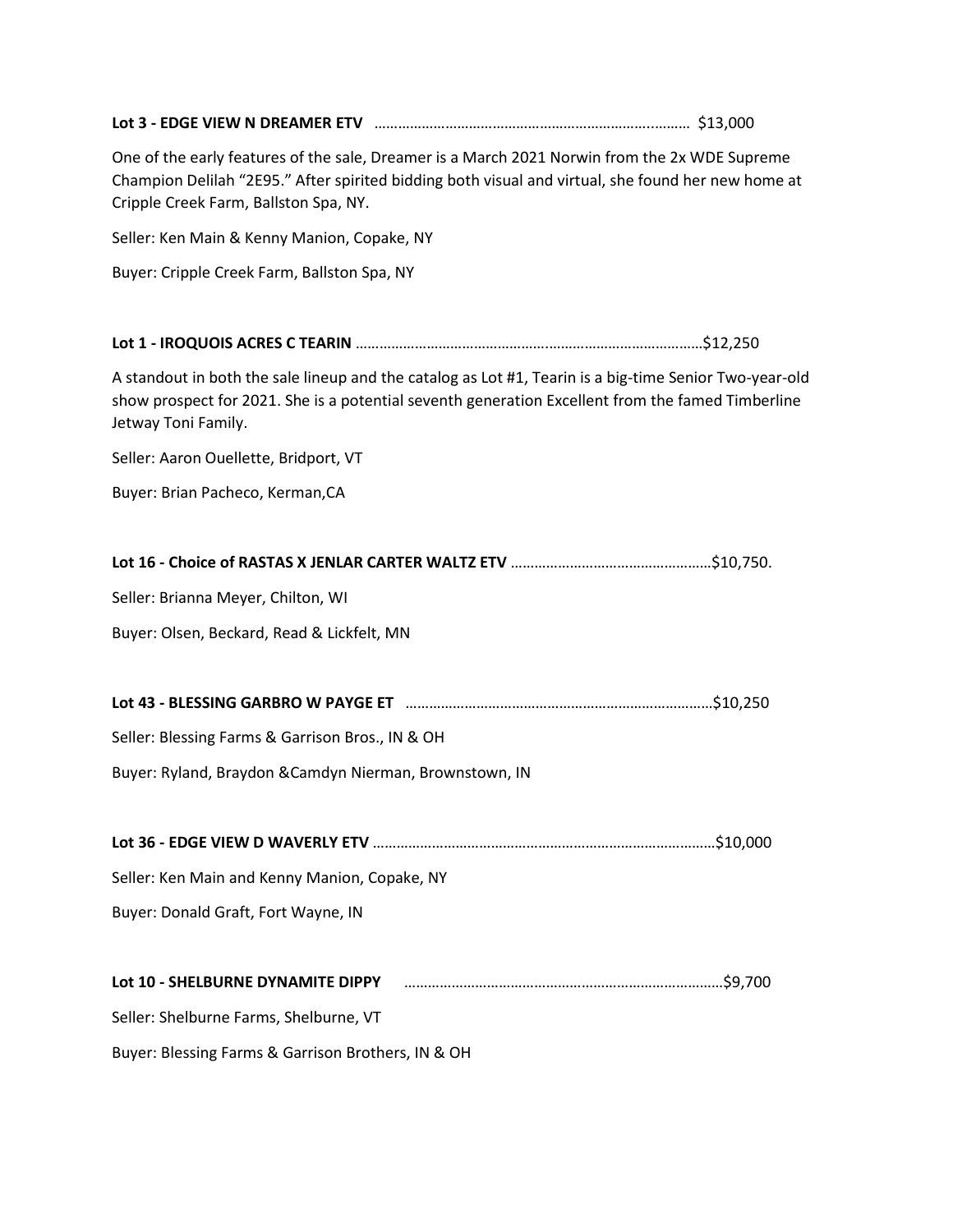**Lot 3 - EDGE VIEW N DREAMER ETV** ………………………………………………………………..……… $13,000

One of the early features of the sale, Dreamer is a March 2021 Norwin from the 2x WDE Supreme Champion Delilah "2E95." After spirited bidding both visual and virtual, she found her new home at Cripple Creek Farm, Ballston Spa, NY.

Seller: Ken Main & Kenny Manion, Copake, NY

Buyer: Cripple Creek Farm, Ballston Spa, NY

**Lot 1 - IROQUOIS ACRES C TEARIN** ………………………………………….……………………………….$12,250

A standout in both the sale lineup and the catalog as Lot #1, Tearin is a big-time Senior Two-year-old show prospect for 2021. She is a potential seventh generation Excellent from the famed Timberline Jetway Toni Family.

Seller: Aaron Ouellette, Bridport, VT

Buyer: Brian Pacheco, Kerman,CA

**Lot 16 - Choice of RASTAS X JENLAR CARTER WALTZ ETV** ……………………………………………$10,750.

Seller: Brianna Meyer, Chilton, WI

Buyer: Olsen, Beckard, Read & Lickfelt, MN

**Lot 43 - BLESSING GARBRO W PAYGE ET** ……………………………………………………………………$10,250

Seller: Blessing Farms & Garrison Bros., IN & OH

Buyer: Ryland, Braydon &Camdyn Nierman, Brownstown, IN

**Lot 36 - EDGE VIEW D WAVERLY ETV** …………………………………………………………………………$10,000

Seller: Ken Main and Kenny Manion, Copake, NY

Buyer: Donald Graft, Fort Wayne, IN

**Lot 10 - SHELBURNE DYNAMITE DIPPY** ……………………………………………………………………….$9,700

Seller: Shelburne Farms, Shelburne, VT

Buyer: Blessing Farms & Garrison Brothers, IN & OH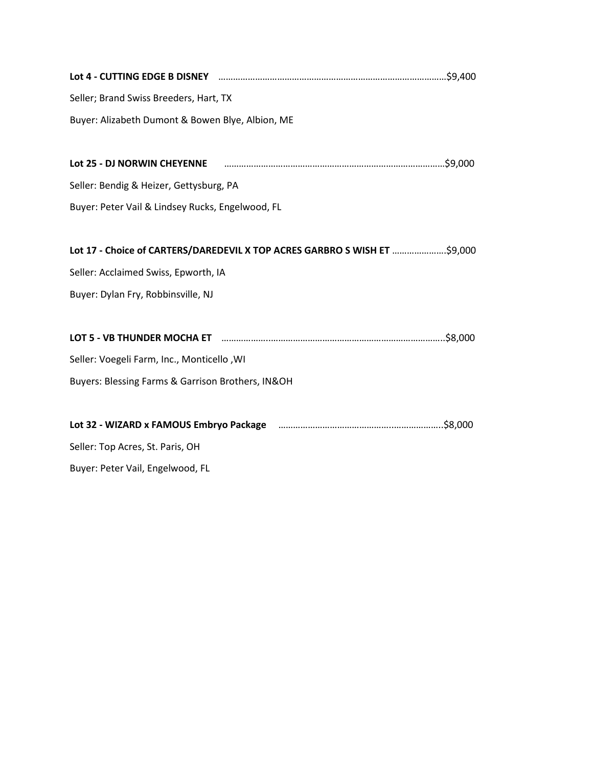**Lot 4 - CUTTING EDGE B DISNEY** ……………………………………………………………………………………$9,400

Seller; Brand Swiss Breeders, Hart, TX

Buyer: Alizabeth Dumont & Bowen Blye, Albion, ME

**Lot 25 - DJ NORWIN CHEYENNE** ………………………………………………………………………………$9,000

Seller: Bendig & Heizer, Gettysburg, PA

Buyer: Peter Vail & Lindsey Rucks, Engelwood, FL

**Lot 17 - Choice of CARTERS/DAREDEVIL X TOP ACRES GARBRO S WISH ET** …………………$9,000

Seller: Acclaimed Swiss, Epworth, IA

Buyer: Dylan Fry, Robbinsville, NJ

**LOT 5 - VB THUNDER MOCHA ET** ………………………………………………………………………….$8,000

Seller: Voegeli Farm, Inc., Monticello ,WI

Buyers: Blessing Farms & Garrison Brothers, IN&OH

**Lot 32 - WIZARD x FAMOUS Embryo Package** …………………………………………………….$8,000

Seller: Top Acres, St. Paris, OH

Buyer: Peter Vail, Engelwood, FL